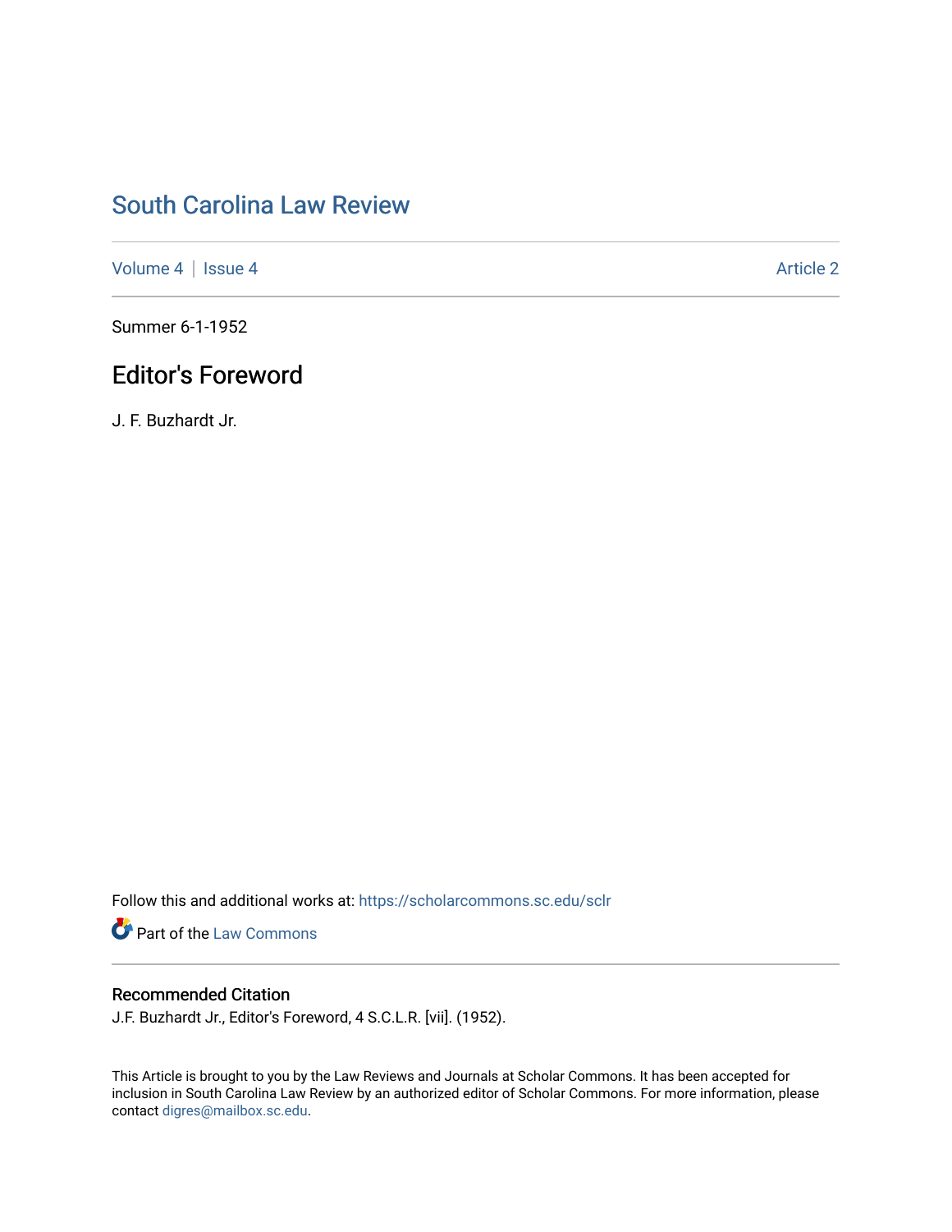# South Carolina Law Review

Volume 4 | Issue 4 Article 2

Summer 6-1-1952

## Editor's Foreword

J. F. Buzhardt Jr.

Follow this and additional works at: https://scholarcommons.sc.edu/sclr

Part of the Law Commons

### Recommended Citation

J.F. Buzhardt Jr., Editor's Foreword, 4 S.C.L.R. [vii]. (1952).

This Article is brought to you by the Law Reviews and Journals at Scholar Commons. It has been accepted for inclusion in South Carolina Law Review by an authorized editor of Scholar Commons. For more information, please contact digres@mailbox.sc.edu.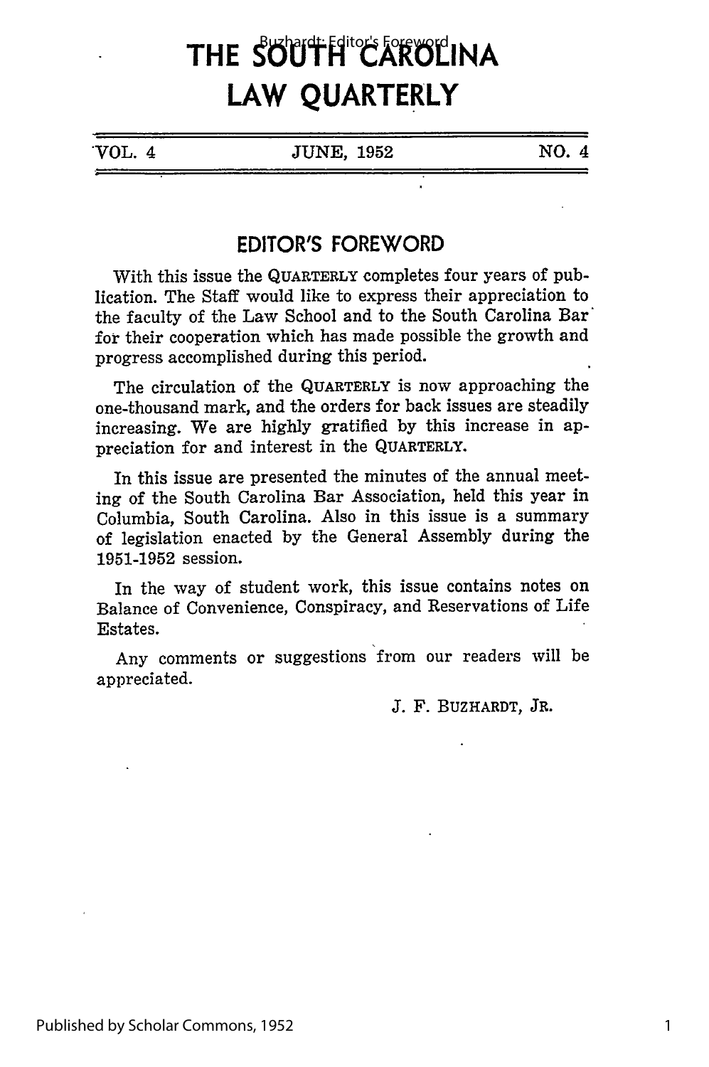# THE SOUTH CAROLINA LAW QUARTERLY

| VOL. 4 | JUNE, 1952 | NO. 4 |
|---|---|---|

## EDITOR'S FOREWORD

With this issue the QUARTERLY completes four years of publication. The Staff would like to express their appreciation to the faculty of the Law School and to the South Carolina Bar for their cooperation which has made possible the growth and progress accomplished during this period.

The circulation of the QUARTERLY is now approaching the one-thousand mark, and the orders for back issues are steadily increasing. We are highly gratified by this increase in appreciation for and interest in the QUARTERLY.

In this issue are presented the minutes of the annual meeting of the South Carolina Bar Association, held this year in Columbia, South Carolina. Also in this issue is a summary of legislation enacted by the General Assembly during the 1951-1952 session.

In the way of student work, this issue contains notes on Balance of Convenience, Conspiracy, and Reservations of Life Estates.

Any comments or suggestions from our readers will be appreciated.

J. F. BUZHARDT, JR.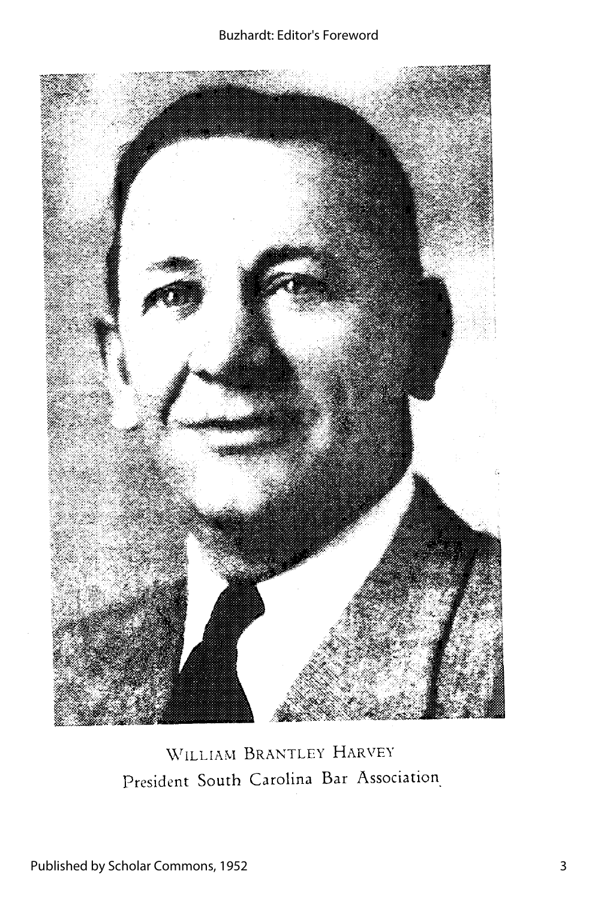WILLIAM BRANTLEY HARVEY
President South Carolina Bar Association